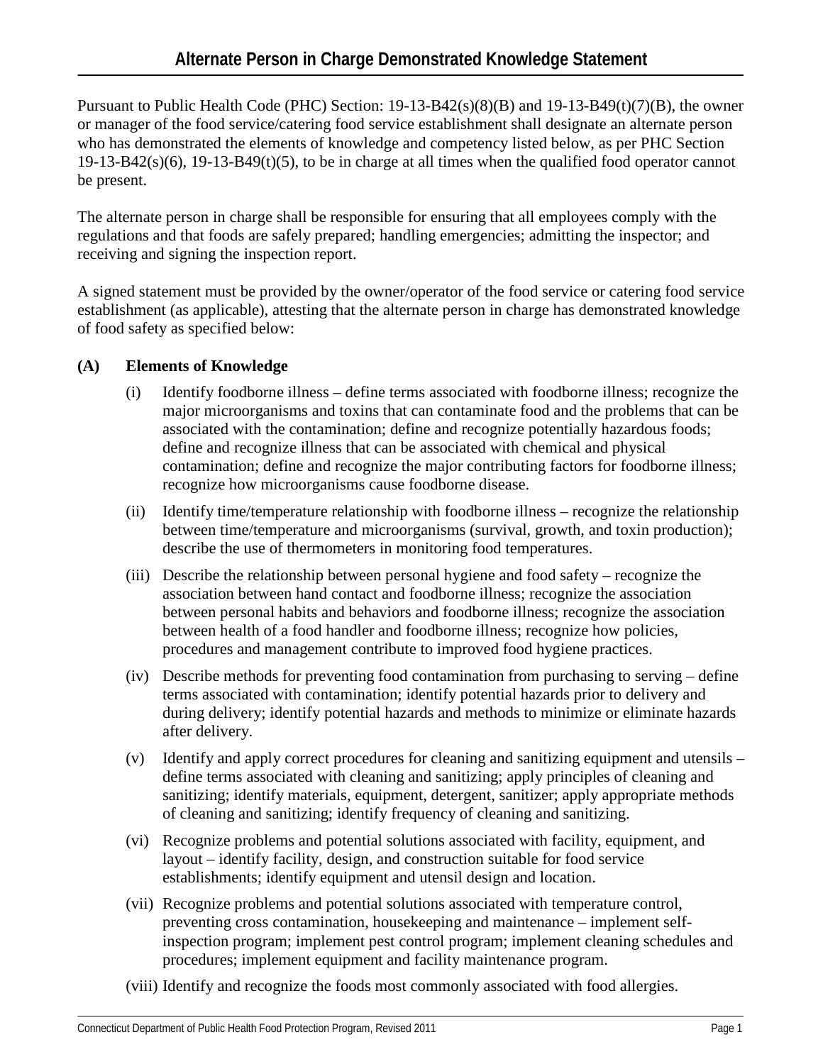# Alternate Person in Charge Demonstrated Knowledge Statement

Pursuant to Public Health Code (PHC) Section: 19-13-B42(s)(8)(B) and 19-13-B49(t)(7)(B), the owner or manager of the food service/catering food service establishment shall designate an alternate person who has demonstrated the elements of knowledge and competency listed below, as per PHC Section 19-13-B42(s)(6), 19-13-B49(t)(5), to be in charge at all times when the qualified food operator cannot be present.

The alternate person in charge shall be responsible for ensuring that all employees comply with the regulations and that foods are safely prepared; handling emergencies; admitting the inspector; and receiving and signing the inspection report.

A signed statement must be provided by the owner/operator of the food service or catering food service establishment (as applicable), attesting that the alternate person in charge has demonstrated knowledge of food safety as specified below:

**(A) Elements of Knowledge**

(i) Identify foodborne illness – define terms associated with foodborne illness; recognize the major microorganisms and toxins that can contaminate food and the problems that can be associated with the contamination; define and recognize potentially hazardous foods; define and recognize illness that can be associated with chemical and physical contamination; define and recognize the major contributing factors for foodborne illness; recognize how microorganisms cause foodborne disease.

(ii) Identify time/temperature relationship with foodborne illness – recognize the relationship between time/temperature and microorganisms (survival, growth, and toxin production); describe the use of thermometers in monitoring food temperatures.

(iii) Describe the relationship between personal hygiene and food safety – recognize the association between hand contact and foodborne illness; recognize the association between personal habits and behaviors and foodborne illness; recognize the association between health of a food handler and foodborne illness; recognize how policies, procedures and management contribute to improved food hygiene practices.

(iv) Describe methods for preventing food contamination from purchasing to serving – define terms associated with contamination; identify potential hazards prior to delivery and during delivery; identify potential hazards and methods to minimize or eliminate hazards after delivery.

(v) Identify and apply correct procedures for cleaning and sanitizing equipment and utensils – define terms associated with cleaning and sanitizing; apply principles of cleaning and sanitizing; identify materials, equipment, detergent, sanitizer; apply appropriate methods of cleaning and sanitizing; identify frequency of cleaning and sanitizing.

(vi) Recognize problems and potential solutions associated with facility, equipment, and layout – identify facility, design, and construction suitable for food service establishments; identify equipment and utensil design and location.

(vii) Recognize problems and potential solutions associated with temperature control, preventing cross contamination, housekeeping and maintenance – implement self-inspection program; implement pest control program; implement cleaning schedules and procedures; implement equipment and facility maintenance program.

(viii) Identify and recognize the foods most commonly associated with food allergies.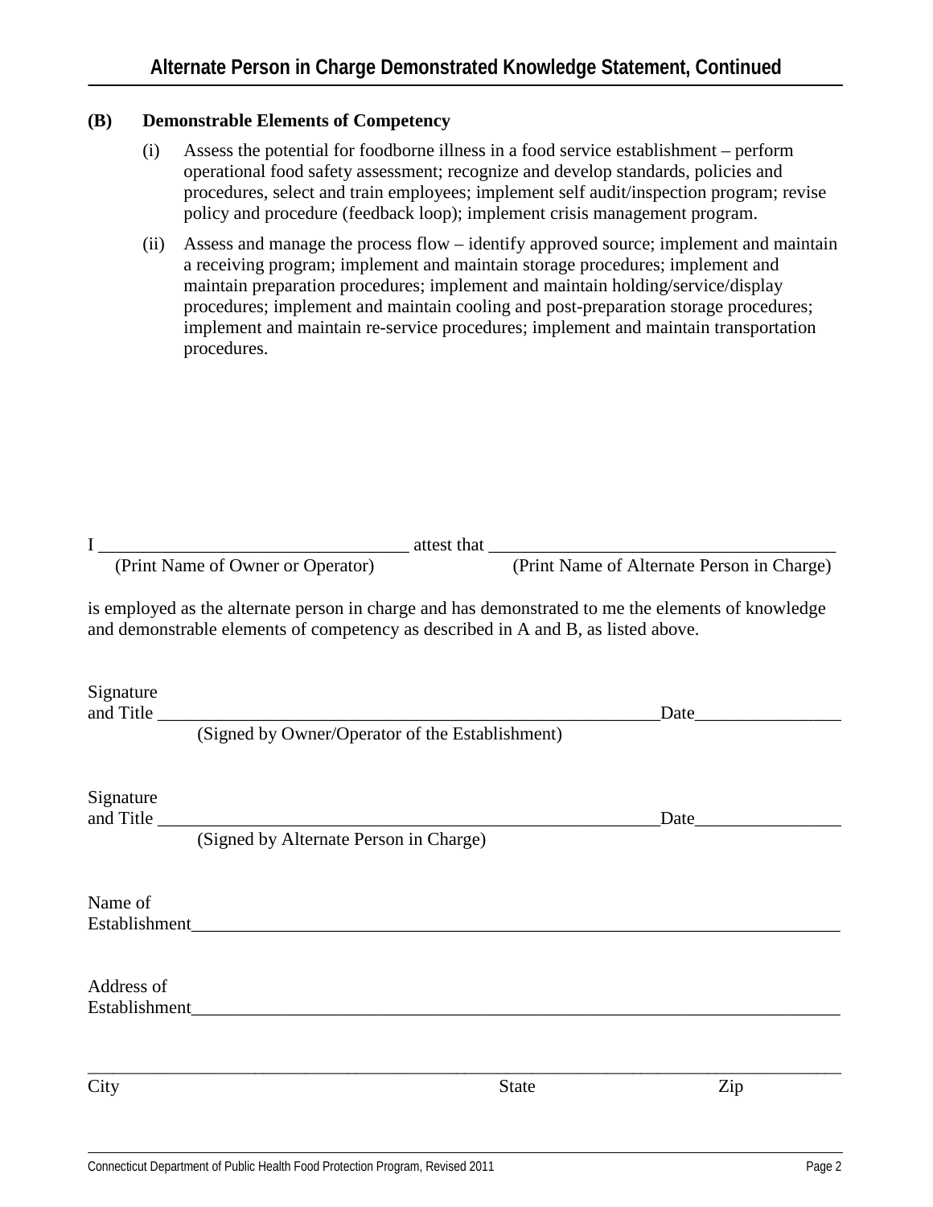## Alternate Person in Charge Demonstrated Knowledge Statement, Continued

**(B) Demonstrable Elements of Competency**

(i) Assess the potential for foodborne illness in a food service establishment – perform operational food safety assessment; recognize and develop standards, policies and procedures, select and train employees; implement self audit/inspection program; revise policy and procedure (feedback loop); implement crisis management program.

(ii) Assess and manage the process flow – identify approved source; implement and maintain a receiving program; implement and maintain storage procedures; implement and maintain preparation procedures; implement and maintain holding/service/display procedures; implement and maintain cooling and post-preparation storage procedures; implement and maintain re-service procedures; implement and maintain transportation procedures.

I __________________________________ attest that ______________________________________
(Print Name of Owner or Operator) (Print Name of Alternate Person in Charge)

is employed as the alternate person in charge and has demonstrated to me the elements of knowledge and demonstrable elements of competency as described in A and B, as listed above.

Signature
and Title _________________________________________________________Date________________
(Signed by Owner/Operator of the Establishment)

Signature
and Title _________________________________________________________Date________________
(Signed by Alternate Person in Charge)

Name of
Establishment___________________________________________________________________________

Address of
Establishment___________________________________________________________________________

________________________________________________________________________________________
City State Zip